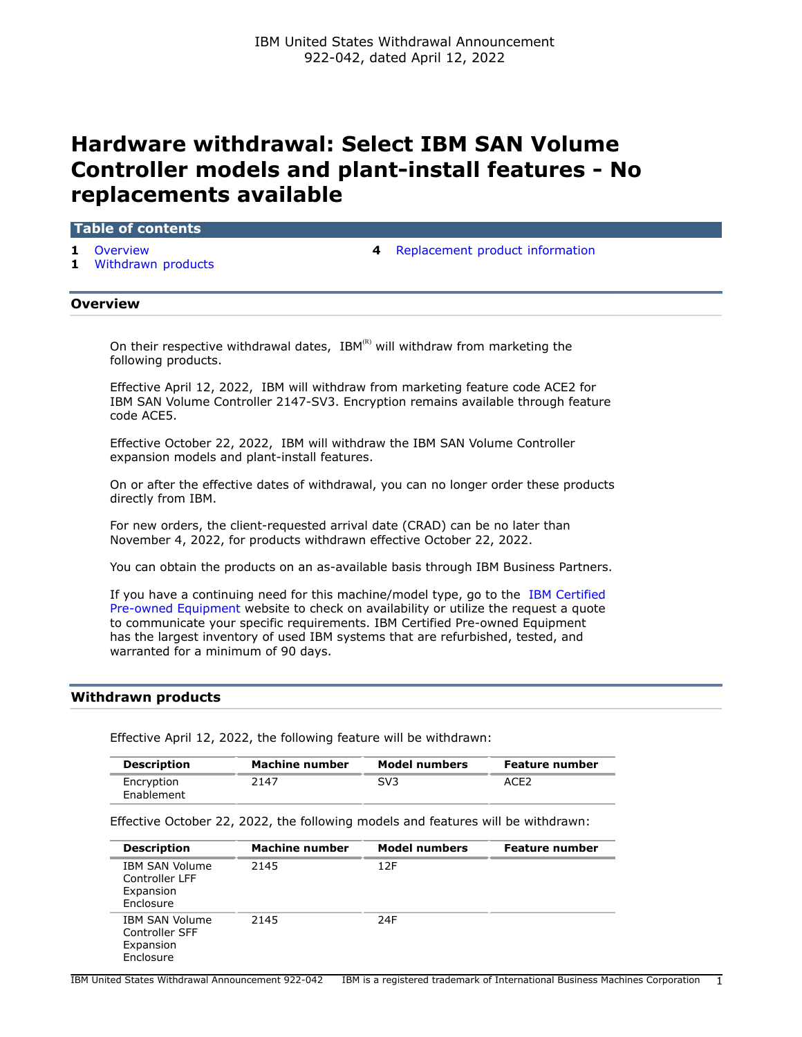IBM United States Withdrawal Announcement
922-042, dated April 12, 2022

# Hardware withdrawal: Select IBM SAN Volume Controller models and plant-install features - No replacements available

**Table of contents**

- **1** Overview
- **1** Withdrawn products
- **4** Replacement product information

## Overview

On their respective withdrawal dates, IBM(R) will withdraw from marketing the following products.

Effective April 12, 2022, IBM will withdraw from marketing feature code ACE2 for IBM SAN Volume Controller 2147-SV3. Encryption remains available through feature code ACE5.

Effective October 22, 2022, IBM will withdraw the IBM SAN Volume Controller expansion models and plant-install features.

On or after the effective dates of withdrawal, you can no longer order these products directly from IBM.

For new orders, the client-requested arrival date (CRAD) can be no later than November 4, 2022, for products withdrawn effective October 22, 2022.

You can obtain the products on an as-available basis through IBM Business Partners.

If you have a continuing need for this machine/model type, go to the IBM Certified Pre-owned Equipment website to check on availability or utilize the request a quote to communicate your specific requirements. IBM Certified Pre-owned Equipment has the largest inventory of used IBM systems that are refurbished, tested, and warranted for a minimum of 90 days.

## Withdrawn products

Effective April 12, 2022, the following feature will be withdrawn:

| Description | Machine number | Model numbers | Feature number |
|---|---|---|---|
| Encryption Enablement | 2147 | SV3 | ACE2 |

Effective October 22, 2022, the following models and features will be withdrawn:

| Description | Machine number | Model numbers | Feature number |
|---|---|---|---|
| IBM SAN Volume Controller LFF Expansion Enclosure | 2145 | 12F | |
| IBM SAN Volume Controller SFF Expansion Enclosure | 2145 | 24F | |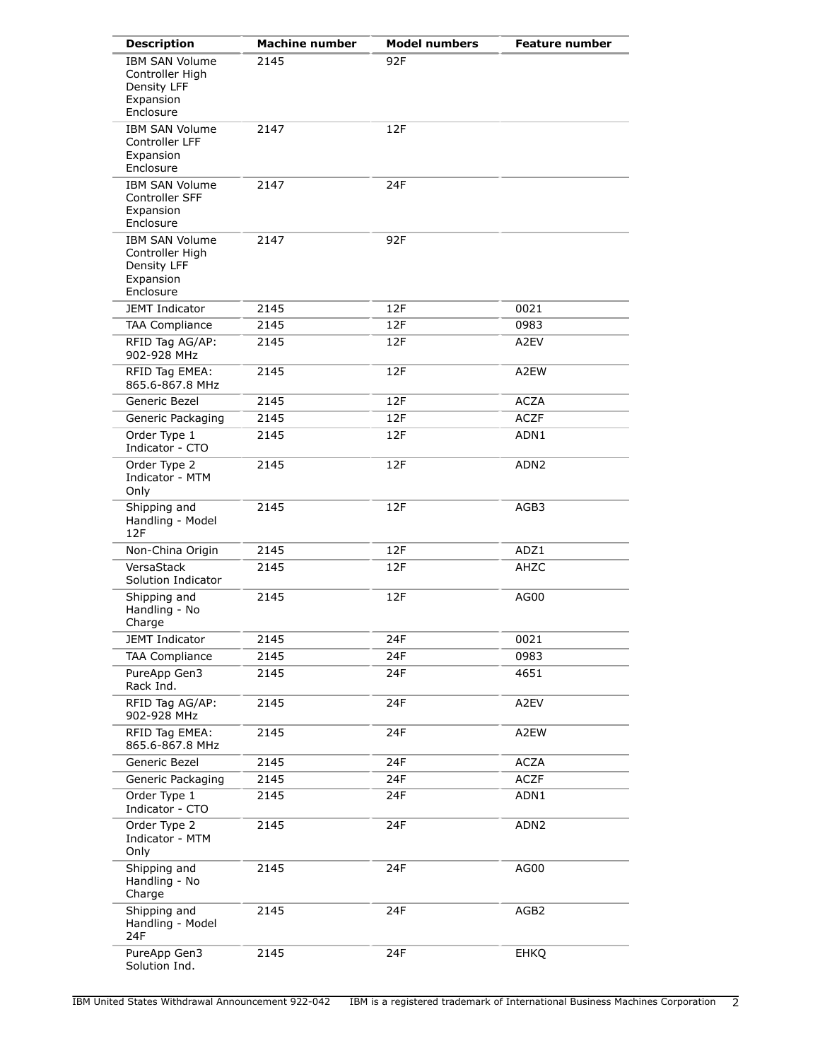| Description | Machine number | Model numbers | Feature number |
| --- | --- | --- | --- |
| IBM SAN Volume Controller High Density LFF Expansion Enclosure | 2145 | 92F | |
| IBM SAN Volume Controller LFF Expansion Enclosure | 2147 | 12F | |
| IBM SAN Volume Controller SFF Expansion Enclosure | 2147 | 24F | |
| IBM SAN Volume Controller High Density LFF Expansion Enclosure | 2147 | 92F | |
| JEMT Indicator | 2145 | 12F | 0021 |
| TAA Compliance | 2145 | 12F | 0983 |
| RFID Tag AG/AP: 902-928 MHz | 2145 | 12F | A2EV |
| RFID Tag EMEA: 865.6-867.8 MHz | 2145 | 12F | A2EW |
| Generic Bezel | 2145 | 12F | ACZA |
| Generic Packaging | 2145 | 12F | ACZF |
| Order Type 1 Indicator - CTO | 2145 | 12F | ADN1 |
| Order Type 2 Indicator - MTM Only | 2145 | 12F | ADN2 |
| Shipping and Handling - Model 12F | 2145 | 12F | AGB3 |
| Non-China Origin | 2145 | 12F | ADZ1 |
| VersaStack Solution Indicator | 2145 | 12F | AHZC |
| Shipping and Handling - No Charge | 2145 | 12F | AG00 |
| JEMT Indicator | 2145 | 24F | 0021 |
| TAA Compliance | 2145 | 24F | 0983 |
| PureApp Gen3 Rack Ind. | 2145 | 24F | 4651 |
| RFID Tag AG/AP: 902-928 MHz | 2145 | 24F | A2EV |
| RFID Tag EMEA: 865.6-867.8 MHz | 2145 | 24F | A2EW |
| Generic Bezel | 2145 | 24F | ACZA |
| Generic Packaging | 2145 | 24F | ACZF |
| Order Type 1 Indicator - CTO | 2145 | 24F | ADN1 |
| Order Type 2 Indicator - MTM Only | 2145 | 24F | ADN2 |
| Shipping and Handling - No Charge | 2145 | 24F | AG00 |
| Shipping and Handling - Model 24F | 2145 | 24F | AGB2 |
| PureApp Gen3 Solution Ind. | 2145 | 24F | EHKQ |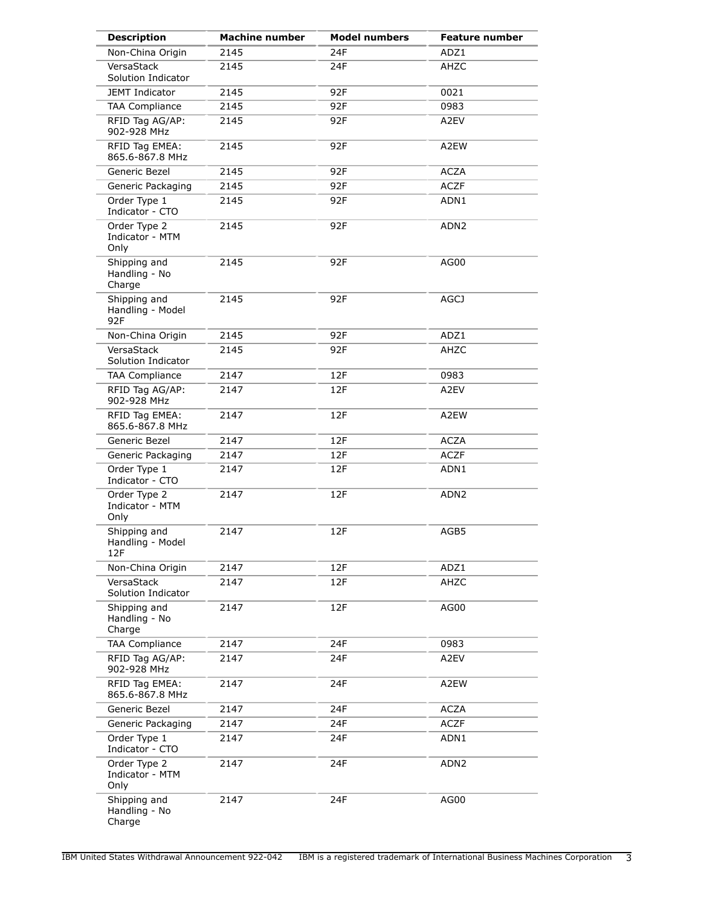| Description | Machine number | Model numbers | Feature number |
| --- | --- | --- | --- |
| Non-China Origin | 2145 | 24F | ADZ1 |
| VersaStack Solution Indicator | 2145 | 24F | AHZC |
| JEMT Indicator | 2145 | 92F | 0021 |
| TAA Compliance | 2145 | 92F | 0983 |
| RFID Tag AG/AP: 902-928 MHz | 2145 | 92F | A2EV |
| RFID Tag EMEA: 865.6-867.8 MHz | 2145 | 92F | A2EW |
| Generic Bezel | 2145 | 92F | ACZA |
| Generic Packaging | 2145 | 92F | ACZF |
| Order Type 1 Indicator - CTO | 2145 | 92F | ADN1 |
| Order Type 2 Indicator - MTM Only | 2145 | 92F | ADN2 |
| Shipping and Handling - No Charge | 2145 | 92F | AG00 |
| Shipping and Handling - Model 92F | 2145 | 92F | AGCJ |
| Non-China Origin | 2145 | 92F | ADZ1 |
| VersaStack Solution Indicator | 2145 | 92F | AHZC |
| TAA Compliance | 2147 | 12F | 0983 |
| RFID Tag AG/AP: 902-928 MHz | 2147 | 12F | A2EV |
| RFID Tag EMEA: 865.6-867.8 MHz | 2147 | 12F | A2EW |
| Generic Bezel | 2147 | 12F | ACZA |
| Generic Packaging | 2147 | 12F | ACZF |
| Order Type 1 Indicator - CTO | 2147 | 12F | ADN1 |
| Order Type 2 Indicator - MTM Only | 2147 | 12F | ADN2 |
| Shipping and Handling - Model 12F | 2147 | 12F | AGB5 |
| Non-China Origin | 2147 | 12F | ADZ1 |
| VersaStack Solution Indicator | 2147 | 12F | AHZC |
| Shipping and Handling - No Charge | 2147 | 12F | AG00 |
| TAA Compliance | 2147 | 24F | 0983 |
| RFID Tag AG/AP: 902-928 MHz | 2147 | 24F | A2EV |
| RFID Tag EMEA: 865.6-867.8 MHz | 2147 | 24F | A2EW |
| Generic Bezel | 2147 | 24F | ACZA |
| Generic Packaging | 2147 | 24F | ACZF |
| Order Type 1 Indicator - CTO | 2147 | 24F | ADN1 |
| Order Type 2 Indicator - MTM Only | 2147 | 24F | ADN2 |
| Shipping and Handling - No Charge | 2147 | 24F | AG00 |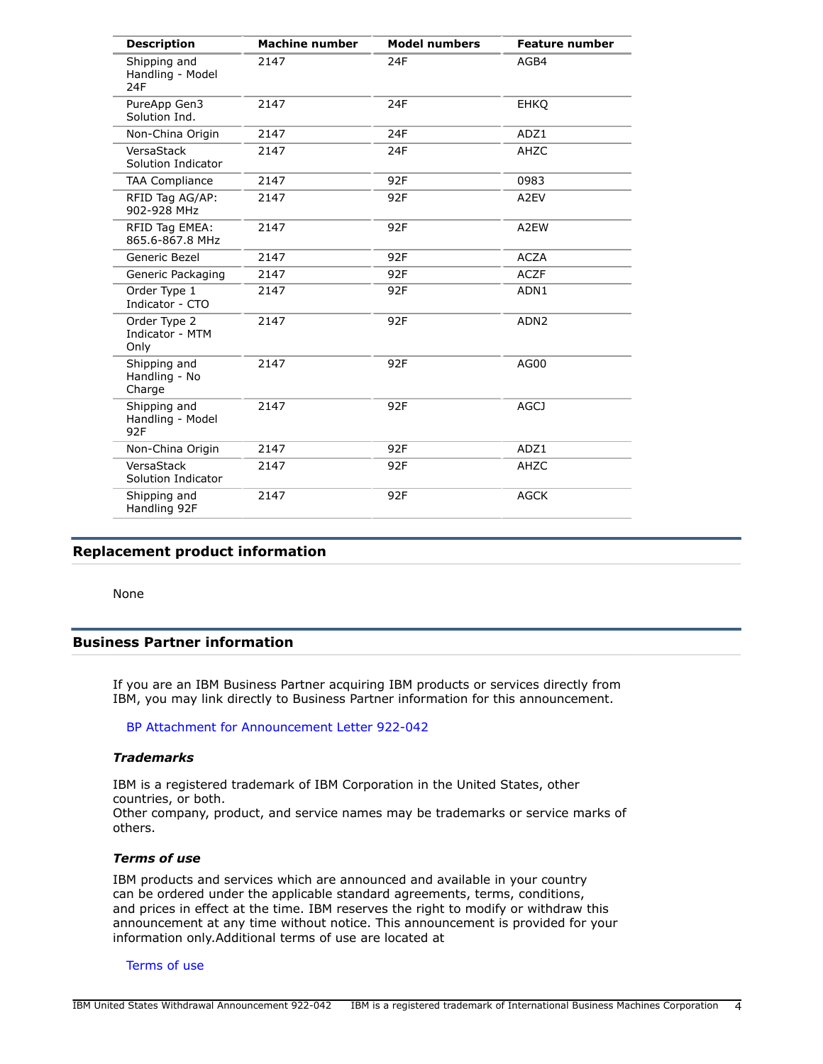| Description | Machine number | Model numbers | Feature number |
|---|---|---|---|
| Shipping and Handling - Model 24F | 2147 | 24F | AGB4 |
| PureApp Gen3 Solution Ind. | 2147 | 24F | EHKQ |
| Non-China Origin | 2147 | 24F | ADZ1 |
| VersaStack Solution Indicator | 2147 | 24F | AHZC |
| TAA Compliance | 2147 | 92F | 0983 |
| RFID Tag AG/AP: 902-928 MHz | 2147 | 92F | A2EV |
| RFID Tag EMEA: 865.6-867.8 MHz | 2147 | 92F | A2EW |
| Generic Bezel | 2147 | 92F | ACZA |
| Generic Packaging | 2147 | 92F | ACZF |
| Order Type 1 Indicator - CTO | 2147 | 92F | ADN1 |
| Order Type 2 Indicator - MTM Only | 2147 | 92F | ADN2 |
| Shipping and Handling - No Charge | 2147 | 92F | AG00 |
| Shipping and Handling - Model 92F | 2147 | 92F | AGCJ |
| Non-China Origin | 2147 | 92F | ADZ1 |
| VersaStack Solution Indicator | 2147 | 92F | AHZC |
| Shipping and Handling 92F | 2147 | 92F | AGCK |

## Replacement product information

None

## Business Partner information

If you are an IBM Business Partner acquiring IBM products or services directly from IBM, you may link directly to Business Partner information for this announcement.

BP Attachment for Announcement Letter 922-042

### *Trademarks*

IBM is a registered trademark of IBM Corporation in the United States, other countries, or both.
Other company, product, and service names may be trademarks or service marks of others.

### *Terms of use*

IBM products and services which are announced and available in your country can be ordered under the applicable standard agreements, terms, conditions, and prices in effect at the time. IBM reserves the right to modify or withdraw this announcement at any time without notice. This announcement is provided for your information only.Additional terms of use are located at

Terms of use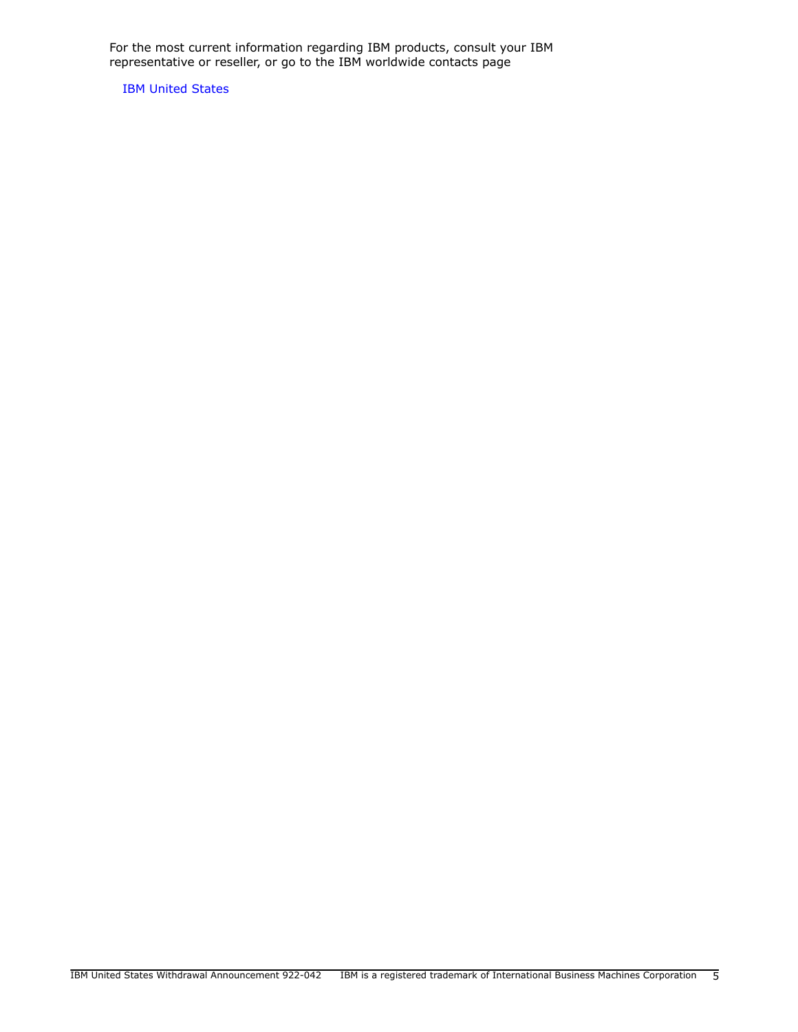For the most current information regarding IBM products, consult your IBM representative or reseller, or go to the IBM worldwide contacts page

IBM United States